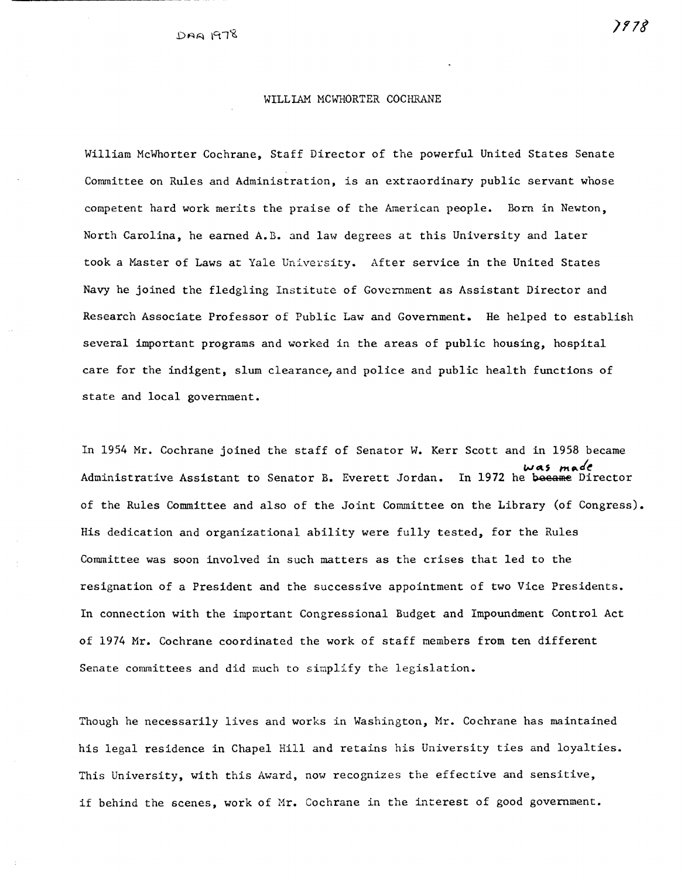DAA 1978

1978

# WILLIAM MCWHORTER COCHRANE

William McWhorter Cochrane, Staff Director of the powerful United States Senate Committee on Rules and Administration, is an extraordinary public servant whose competent hard work merits the praise of the American people. Born in Newton, North Carolina, he earned A.B. and law degrees at this University and later took a Master of Laws at Yale University. After service in the United States Navy he joined the fledgling Institute of Government as Assistant Director and Research Associate Professor of Public Law and Government. He helped to establish several important programs and worked in the areas of public housing, hospital care for the indigent, slum clearance, and police and public health functions of state and local government.

In 1954 Mr. Cochrane joined the staff of Senator W. Kerr Scott and in 1958 became Administrative Assistant to Senator B. Everett Jordan. In 1972 he ~~became~~ was made Director of the Rules Committee and also of the Joint Committee on the Library (of Congress). His dedication and organizational ability were fully tested, for the Rules Committee was soon involved in such matters as the crises that led to the resignation of a President and the successive appointment of two Vice Presidents. In connection with the important Congressional Budget and Impoundment Control Act of 1974 Mr. Cochrane coordinated the work of staff members from ten different Senate committees and did much to simplify the legislation.

Though he necessarily lives and works in Washington, Mr. Cochrane has maintained his legal residence in Chapel Hill and retains his University ties and loyalties. This University, with this Award, now recognizes the effective and sensitive, if behind the scenes, work of Mr. Cochrane in the interest of good government.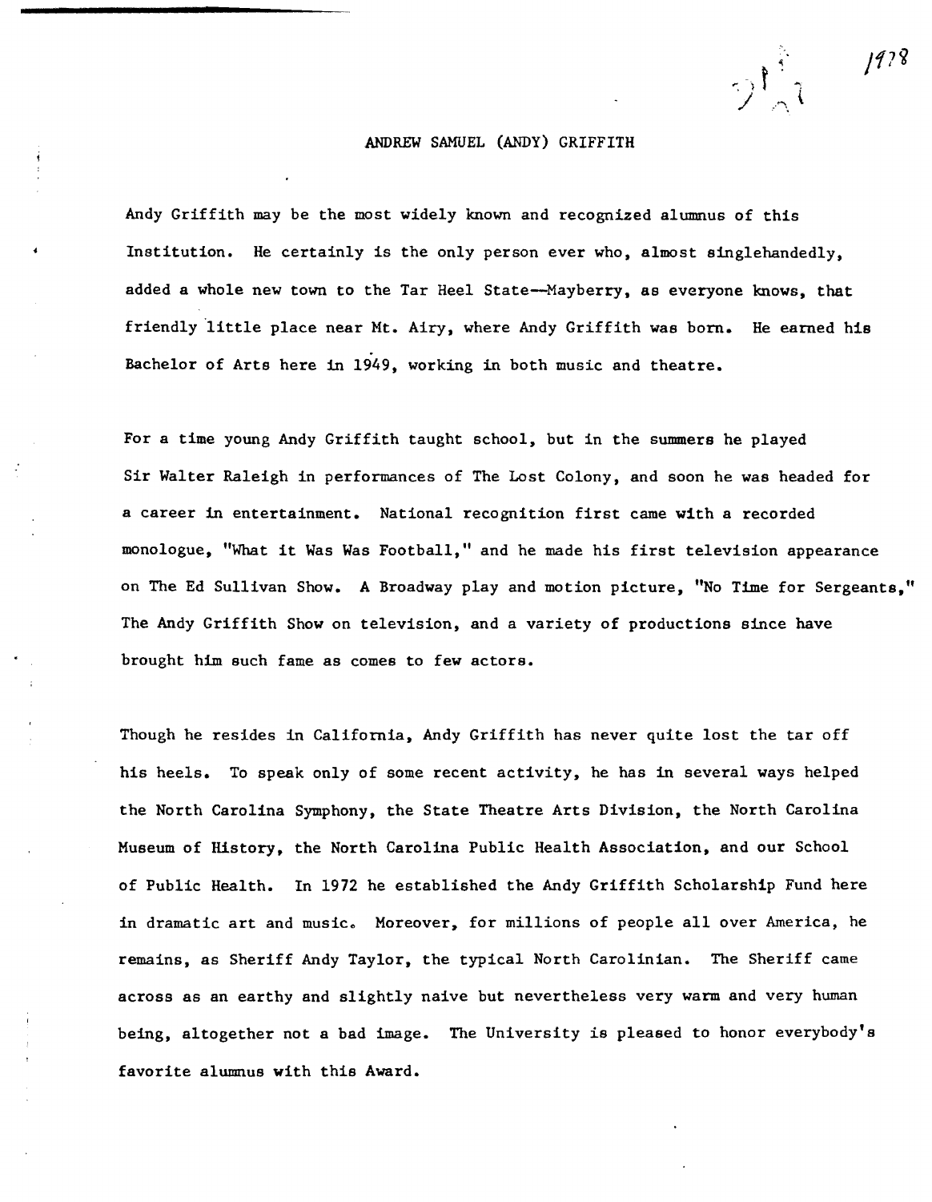1978

# ANDREW SAMUEL (ANDY) GRIFFITH

Andy Griffith may be the most widely known and recognized alumnus of this Institution. He certainly is the only person ever who, almost singlehandedly, added a whole new town to the Tar Heel State—Mayberry, as everyone knows, that friendly little place near Mt. Airy, where Andy Griffith was born. He earned his Bachelor of Arts here in 1949, working in both music and theatre.

For a time young Andy Griffith taught school, but in the summers he played Sir Walter Raleigh in performances of The Lost Colony, and soon he was headed for a career in entertainment. National recognition first came with a recorded monologue, "What it Was Was Football," and he made his first television appearance on The Ed Sullivan Show. A Broadway play and motion picture, "No Time for Sergeants," The Andy Griffith Show on television, and a variety of productions since have brought him such fame as comes to few actors.

Though he resides in California, Andy Griffith has never quite lost the tar off his heels. To speak only of some recent activity, he has in several ways helped the North Carolina Symphony, the State Theatre Arts Division, the North Carolina Museum of History, the North Carolina Public Health Association, and our School of Public Health. In 1972 he established the Andy Griffith Scholarship Fund here in dramatic art and music. Moreover, for millions of people all over America, he remains, as Sheriff Andy Taylor, the typical North Carolinian. The Sheriff came across as an earthy and slightly naive but nevertheless very warm and very human being, altogether not a bad image. The University is pleased to honor everybody's favorite alumnus with this Award.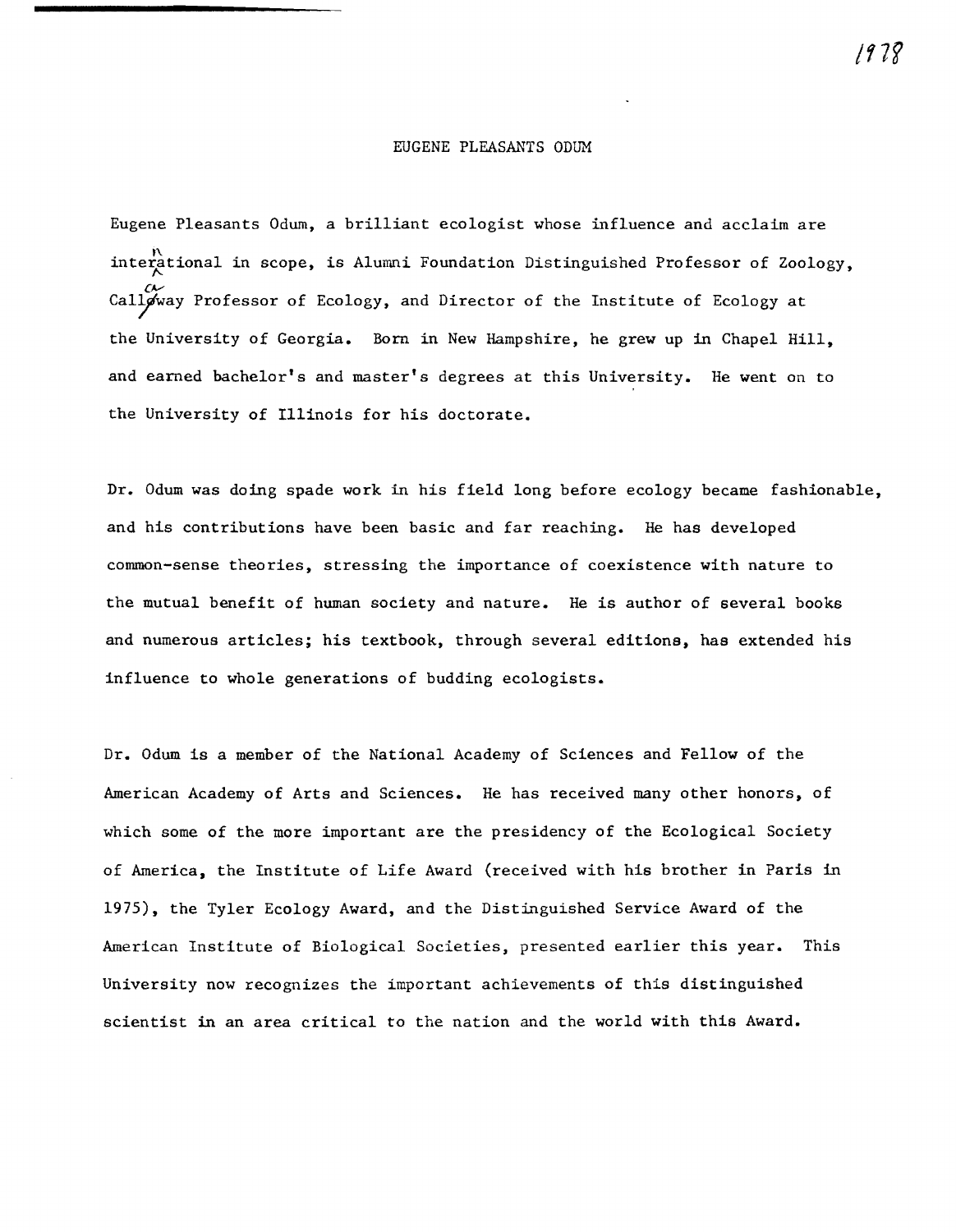1978

# EUGENE PLEASANTS ODUM

Eugene Pleasants Odum, a brilliant ecologist whose influence and acclaim are international in scope, is Alumni Foundation Distinguished Professor of Zoology, Callaway Professor of Ecology, and Director of the Institute of Ecology at the University of Georgia. Born in New Hampshire, he grew up in Chapel Hill, and earned bachelor's and master's degrees at this University. He went on to the University of Illinois for his doctorate.

Dr. Odum was doing spade work in his field long before ecology became fashionable, and his contributions have been basic and far reaching. He has developed common-sense theories, stressing the importance of coexistence with nature to the mutual benefit of human society and nature. He is author of several books and numerous articles; his textbook, through several editions, has extended his influence to whole generations of budding ecologists.

Dr. Odum is a member of the National Academy of Sciences and Fellow of the American Academy of Arts and Sciences. He has received many other honors, of which some of the more important are the presidency of the Ecological Society of America, the Institute of Life Award (received with his brother in Paris in 1975), the Tyler Ecology Award, and the Distinguished Service Award of the American Institute of Biological Societies, presented earlier this year. This University now recognizes the important achievements of this distinguished scientist in an area critical to the nation and the world with this Award.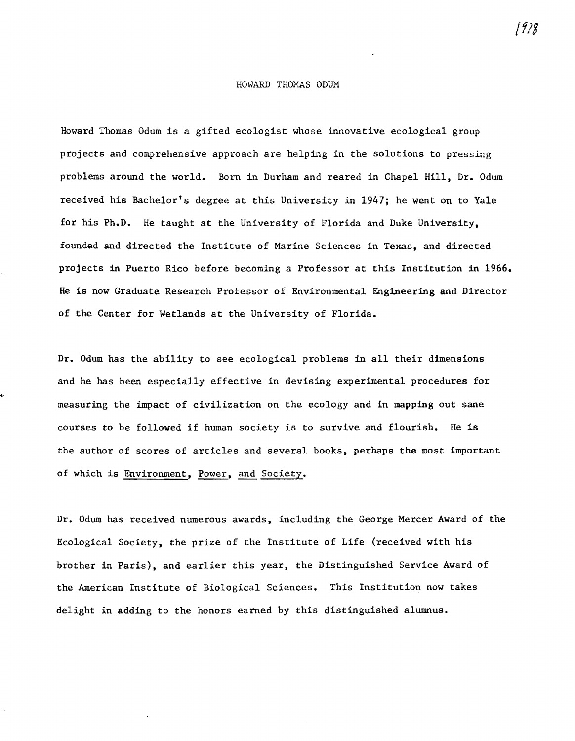1978

# HOWARD THOMAS ODUM

Howard Thomas Odum is a gifted ecologist whose innovative ecological group projects and comprehensive approach are helping in the solutions to pressing problems around the world. Born in Durham and reared in Chapel Hill, Dr. Odum received his Bachelor's degree at this University in 1947; he went on to Yale for his Ph.D. He taught at the University of Florida and Duke University, founded and directed the Institute of Marine Sciences in Texas, and directed projects in Puerto Rico before becoming a Professor at this Institution in 1966. He is now Graduate Research Professor of Environmental Engineering and Director of the Center for Wetlands at the University of Florida.

Dr. Odum has the ability to see ecological problems in all their dimensions and he has been especially effective in devising experimental procedures for measuring the impact of civilization on the ecology and in mapping out sane courses to be followed if human society is to survive and flourish. He is the author of scores of articles and several books, perhaps the most important of which is Environment, Power, and Society.

Dr. Odum has received numerous awards, including the George Mercer Award of the Ecological Society, the prize of the Institute of Life (received with his brother in Paris), and earlier this year, the Distinguished Service Award of the American Institute of Biological Sciences. This Institution now takes delight in adding to the honors earned by this distinguished alumnus.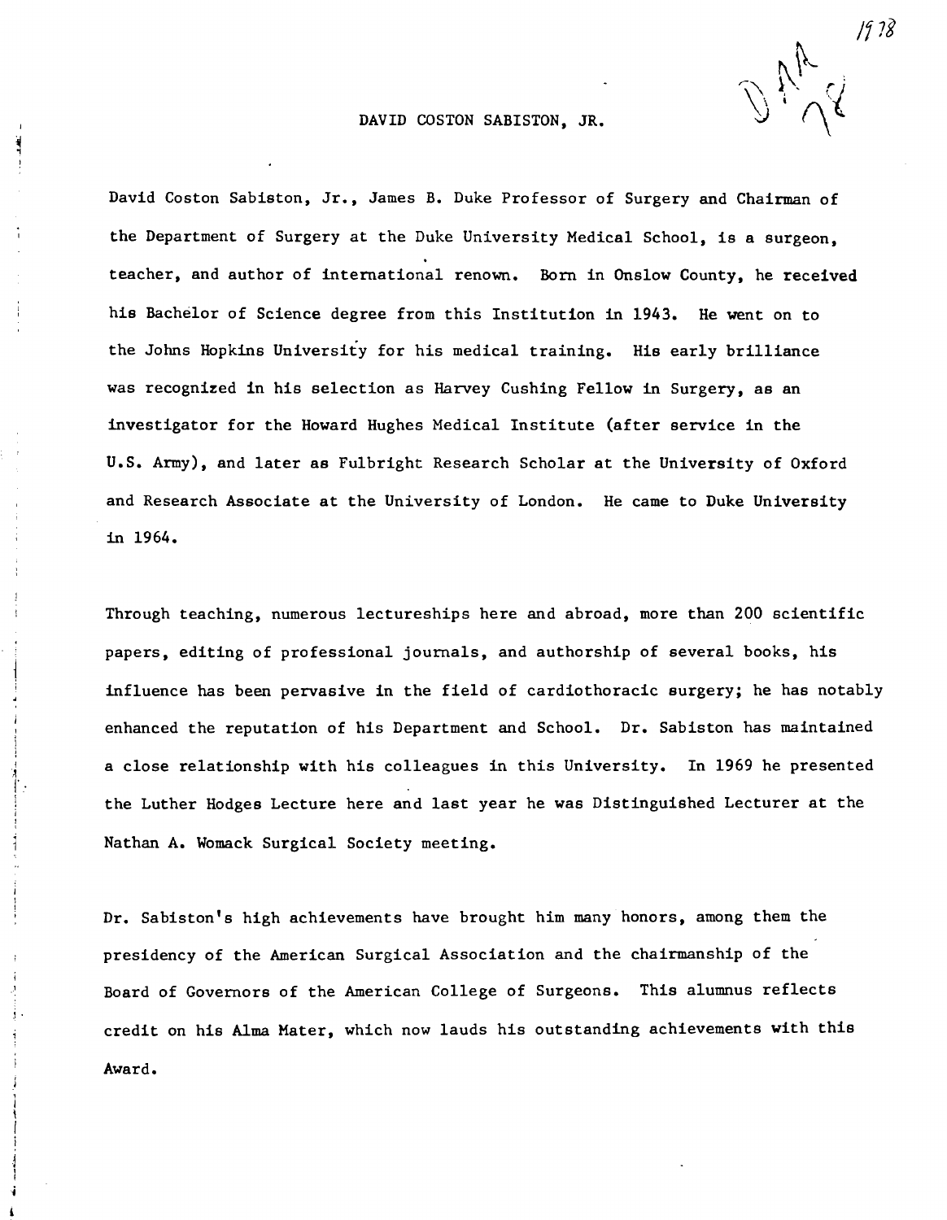1978

DAA 78

# DAVID COSTON SABISTON, JR.

David Coston Sabiston, Jr., James B. Duke Professor of Surgery and Chairman of the Department of Surgery at the Duke University Medical School, is a surgeon, teacher, and author of international renown. Born in Onslow County, he received his Bachelor of Science degree from this Institution in 1943. He went on to the Johns Hopkins University for his medical training. His early brilliance was recognized in his selection as Harvey Cushing Fellow in Surgery, as an investigator for the Howard Hughes Medical Institute (after service in the U.S. Army), and later as Fulbright Research Scholar at the University of Oxford and Research Associate at the University of London. He came to Duke University in 1964.

Through teaching, numerous lectureships here and abroad, more than 200 scientific papers, editing of professional journals, and authorship of several books, his influence has been pervasive in the field of cardiothoracic surgery; he has notably enhanced the reputation of his Department and School. Dr. Sabiston has maintained a close relationship with his colleagues in this University. In 1969 he presented the Luther Hodges Lecture here and last year he was Distinguished Lecturer at the Nathan A. Womack Surgical Society meeting.

Dr. Sabiston's high achievements have brought him many honors, among them the presidency of the American Surgical Association and the chairmanship of the Board of Governors of the American College of Surgeons. This alumnus reflects credit on his Alma Mater, which now lauds his outstanding achievements with this Award.